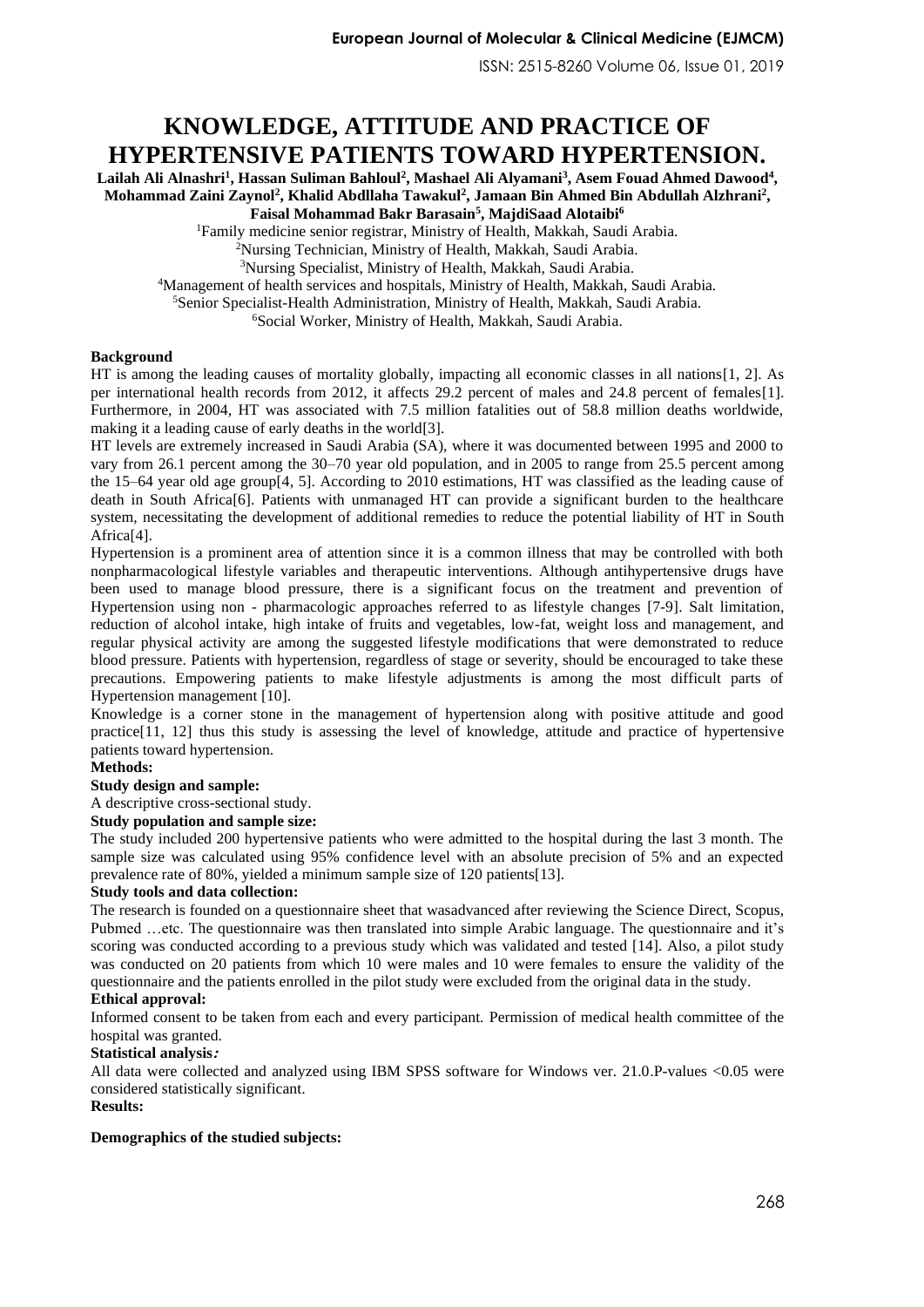# KNOWLEDGE, ATTITUDE AND PRACTICE OF HYPERTENSIVE PATIENTS TOWARD HYPERTENSION.

**Lailah Ali Alnashri[1], Hassan Suliman Bahloul[2], Mashael Ali Alyamani[3], Asem Fouad Ahmed Dawood[4], Mohammad Zaini Zaynol[2], Khalid Abdllaha Tawakul[2], Jamaan Bin Ahmed Bin Abdullah Alzhrani[2], Faisal Mohammad Bakr Barasain[5], MajdiSaad Alotaibi[6]**

[1]Family medicine senior registrar, Ministry of Health, Makkah, Saudi Arabia.
[2]Nursing Technician, Ministry of Health, Makkah, Saudi Arabia.
[3]Nursing Specialist, Ministry of Health, Makkah, Saudi Arabia.
[4]Management of health services and hospitals, Ministry of Health, Makkah, Saudi Arabia.
[5]Senior Specialist-Health Administration, Ministry of Health, Makkah, Saudi Arabia.
[6]Social Worker, Ministry of Health, Makkah, Saudi Arabia.

**Background**

HT is among the leading causes of mortality globally, impacting all economic classes in all nations[1, 2]. As per international health records from 2012, it affects 29.2 percent of males and 24.8 percent of females[1]. Furthermore, in 2004, HT was associated with 7.5 million fatalities out of 58.8 million deaths worldwide, making it a leading cause of early deaths in the world[3].

HT levels are extremely increased in Saudi Arabia (SA), where it was documented between 1995 and 2000 to vary from 26.1 percent among the 30–70 year old population, and in 2005 to range from 25.5 percent among the 15–64 year old age group[4, 5]. According to 2010 estimations, HT was classified as the leading cause of death in South Africa[6]. Patients with unmanaged HT can provide a significant burden to the healthcare system, necessitating the development of additional remedies to reduce the potential liability of HT in South Africa[4].

Hypertension is a prominent area of attention since it is a common illness that may be controlled with both nonpharmacological lifestyle variables and therapeutic interventions. Although antihypertensive drugs have been used to manage blood pressure, there is a significant focus on the treatment and prevention of Hypertension using non - pharmacologic approaches referred to as lifestyle changes [7-9]. Salt limitation, reduction of alcohol intake, high intake of fruits and vegetables, low-fat, weight loss and management, and regular physical activity are among the suggested lifestyle modifications that were demonstrated to reduce blood pressure. Patients with hypertension, regardless of stage or severity, should be encouraged to take these precautions. Empowering patients to make lifestyle adjustments is among the most difficult parts of Hypertension management [10].

Knowledge is a corner stone in the management of hypertension along with positive attitude and good practice[11, 12] thus this study is assessing the level of knowledge, attitude and practice of hypertensive patients toward hypertension.

**Methods:**

**Study design and sample:**

A descriptive cross-sectional study.

**Study population and sample size:**

The study included 200 hypertensive patients who were admitted to the hospital during the last 3 month. The sample size was calculated using 95% confidence level with an absolute precision of 5% and an expected prevalence rate of 80%, yielded a minimum sample size of 120 patients[13].

**Study tools and data collection:**

The research is founded on a questionnaire sheet that wasadvanced after reviewing the Science Direct, Scopus, Pubmed …etc. The questionnaire was then translated into simple Arabic language. The questionnaire and it's scoring was conducted according to a previous study which was validated and tested [14]. Also, a pilot study was conducted on 20 patients from which 10 were males and 10 were females to ensure the validity of the questionnaire and the patients enrolled in the pilot study were excluded from the original data in the study.

**Ethical approval:**

Informed consent to be taken from each and every participant. Permission of medical health committee of the hospital was granted.

**Statistical analysis:**

All data were collected and analyzed using IBM SPSS software for Windows ver. 21.0.P-values <0.05 were considered statistically significant.

**Results:**

**Demographics of the studied subjects:**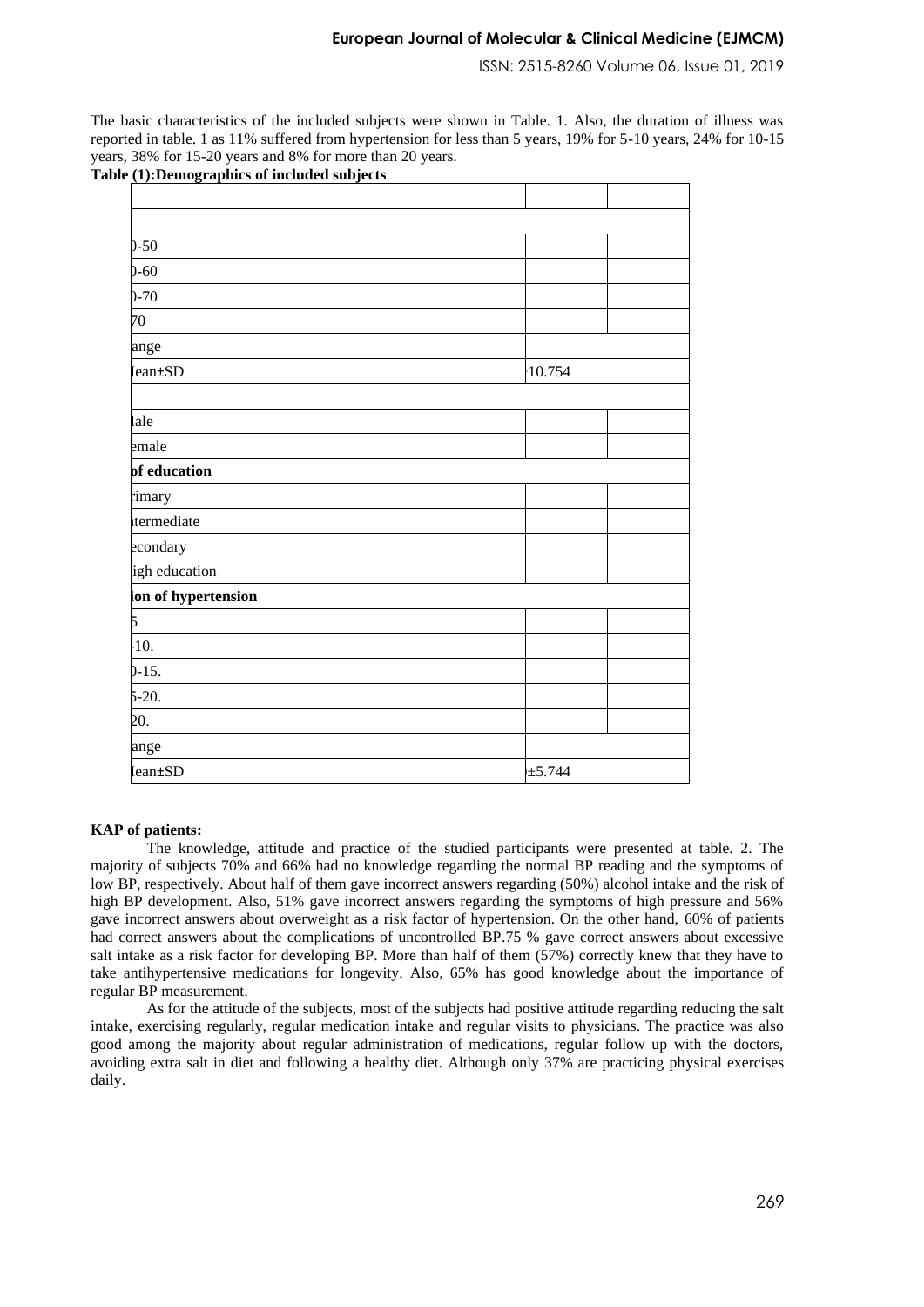The basic characteristics of the included subjects were shown in Table. 1. Also, the duration of illness was reported in table. 1 as 11% suffered from hypertension for less than 5 years, 19% for 5-10 years, 24% for 10-15 years, 38% for 15-20 years and 8% for more than 20 years.

**Table (1):Demographics of included subjects**

| | | |
|---|---|---|
| | | |
| )-50 | | |
| )-60 | | |
| )-70 | | |
| 70 | | |
| ange | | |
| Iean±SD | :10.754 | |
| | | |
| Iale | | |
| emale | | |
| **of education** | | |
| rimary | | |
| ıtermediate | | |
| econdary | | |
| igh education | | |
| **ion of hypertension** | | |
| 5 | | |
| -10. | | |
| )-15. | | |
| 5-20. | | |
| 20. | | |
| ange | | |
| Iean±SD | ±5.744 | |

**KAP of patients:**

The knowledge, attitude and practice of the studied participants were presented at table. 2. The majority of subjects 70% and 66% had no knowledge regarding the normal BP reading and the symptoms of low BP, respectively. About half of them gave incorrect answers regarding (50%) alcohol intake and the risk of high BP development. Also, 51% gave incorrect answers regarding the symptoms of high pressure and 56% gave incorrect answers about overweight as a risk factor of hypertension. On the other hand, 60% of patients had correct answers about the complications of uncontrolled BP.75 % gave correct answers about excessive salt intake as a risk factor for developing BP. More than half of them (57%) correctly knew that they have to take antihypertensive medications for longevity. Also, 65% has good knowledge about the importance of regular BP measurement.

As for the attitude of the subjects, most of the subjects had positive attitude regarding reducing the salt intake, exercising regularly, regular medication intake and regular visits to physicians. The practice was also good among the majority about regular administration of medications, regular follow up with the doctors, avoiding extra salt in diet and following a healthy diet. Although only 37% are practicing physical exercises daily.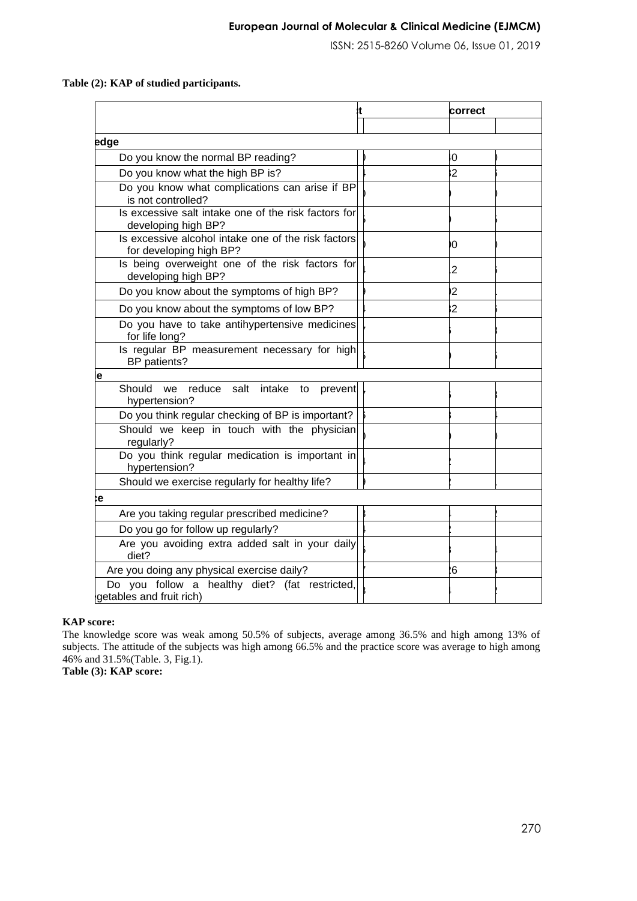**Table (2): KAP of studied participants.**

| | ct | | correct | |
|---|---|---|---|---|
| | | | | |
| **edge** | | | | |
| Do you know the normal BP reading? | ) | | ı0 | ) |
| Do you know what the high BP is? | ı | | ;2 | ; |
| Do you know what complications can arise if BP is not controlled? | ) | | ) | ) |
| Is excessive salt intake one of the risk factors for developing high BP? | ; | | ) | ; |
| Is excessive alcohol intake one of the risk factors for developing high BP? | ) | | )0 | ) |
| Is being overweight one of the risk factors for developing high BP? | ı | | .2 | ; |
| Do you know about the symptoms of high BP? | ) | | )2 | . |
| Do you know about the symptoms of low BP? | ı | | ;2 | ; |
| Do you have to take antihypertensive medicines for life long? | , | | ; | ; |
| Is regular BP measurement necessary for high BP patients? | ; | | ) | ; |
| **e** | | | | |
| Should we reduce salt intake to prevent hypertension? | , | | ; | ; |
| Do you think regular checking of BP is important? | ; | | ; | ı |
| Should we keep in touch with the physician regularly? | ) | | ) | ) |
| Do you think regular medication is important in hypertension? | ı | | ; | |
| Should we exercise regularly for healthy life? | ) | | ; | . |
| **ce** | | | | |
| Are you taking regular prescribed medicine? | ; | | ı | ; |
| Do you go for follow up regularly? | ı | | ; | |
| Are you avoiding extra added salt in your daily diet? | ; | | ; | ı |
| Are you doing any physical exercise daily? | ' | | ;6 | ; |
| Do you follow a healthy diet? (fat restricted, getables and fruit rich) | ; | | ı | ; |

**KAP score:**

The knowledge score was weak among 50.5% of subjects, average among 36.5% and high among 13% of subjects. The attitude of the subjects was high among 66.5% and the practice score was average to high among 46% and 31.5%(Table. 3, Fig.1).

**Table (3): KAP score:**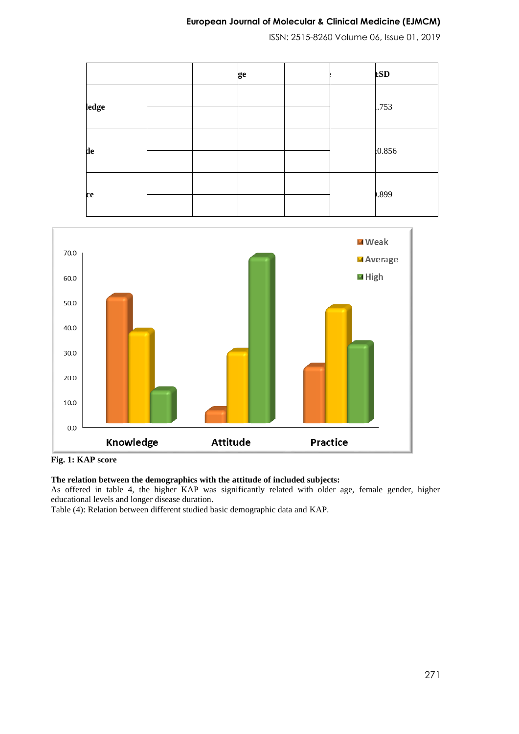| | | ge | | | ±SD |
|---|---|---|---|---|---|
| ledge | | | | | .753 |
| | | | | | |
| de | | | | | ±0.856 |
| | | | | | |
| ce | | | | | ).899 |
| | | | | | |

**Fig. 1: KAP score**

**The relation between the demographics with the attitude of included subjects:**

As offered in table 4, the higher KAP was significantly related with older age, female gender, higher educational levels and longer disease duration.

Table (4): Relation between different studied basic demographic data and KAP.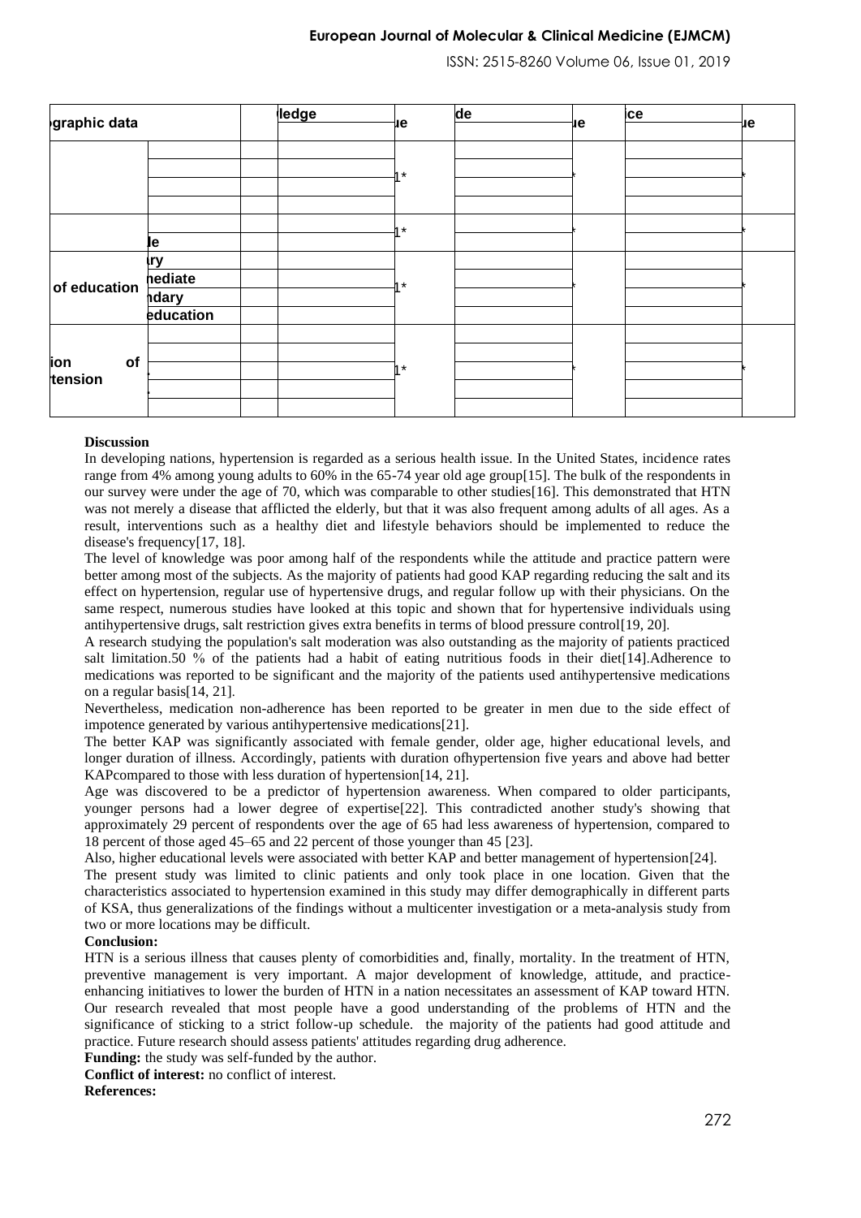| graphic data | | | ledge | ue | de | ue | ice | ue |
|---|---|---|---|---|---|---|---|---|
| | | | | | | | | |
| | | | | 1* | | * | | * |
| | | | | | | | | |
| | | | | | | | | |
| | | | | 1* | | * | | * |
| | le | | | | | | | |
| of education | ry | | | 1* | | * | | * |
| | nediate | | | | | | | |
| | ndary | | | | | | | |
| | education | | | | | | | |
| ion of tension | | | | 1* | | * | | * |
| | | | | | | | | |
| | | | | | | | | |
| | | | | | | | | |
| | | | | | | | | |

**Discussion**

In developing nations, hypertension is regarded as a serious health issue. In the United States, incidence rates range from 4% among young adults to 60% in the 65-74 year old age group[15]. The bulk of the respondents in our survey were under the age of 70, which was comparable to other studies[16]. This demonstrated that HTN was not merely a disease that afflicted the elderly, but that it was also frequent among adults of all ages. As a result, interventions such as a healthy diet and lifestyle behaviors should be implemented to reduce the disease's frequency[17, 18].

The level of knowledge was poor among half of the respondents while the attitude and practice pattern were better among most of the subjects. As the majority of patients had good KAP regarding reducing the salt and its effect on hypertension, regular use of hypertensive drugs, and regular follow up with their physicians. On the same respect, numerous studies have looked at this topic and shown that for hypertensive individuals using antihypertensive drugs, salt restriction gives extra benefits in terms of blood pressure control[19, 20].

A research studying the population's salt moderation was also outstanding as the majority of patients practiced salt limitation.50 % of the patients had a habit of eating nutritious foods in their diet[14].Adherence to medications was reported to be significant and the majority of the patients used antihypertensive medications on a regular basis[14, 21].

Nevertheless, medication non-adherence has been reported to be greater in men due to the side effect of impotence generated by various antihypertensive medications[21].

The better KAP was significantly associated with female gender, older age, higher educational levels, and longer duration of illness. Accordingly, patients with duration ofhypertension five years and above had better KAPcompared to those with less duration of hypertension[14, 21].

Age was discovered to be a predictor of hypertension awareness. When compared to older participants, younger persons had a lower degree of expertise[22]. This contradicted another study's showing that approximately 29 percent of respondents over the age of 65 had less awareness of hypertension, compared to 18 percent of those aged 45–65 and 22 percent of those younger than 45 [23].

Also, higher educational levels were associated with better KAP and better management of hypertension[24].

The present study was limited to clinic patients and only took place in one location. Given that the characteristics associated to hypertension examined in this study may differ demographically in different parts of KSA, thus generalizations of the findings without a multicenter investigation or a meta-analysis study from two or more locations may be difficult.

**Conclusion:**

HTN is a serious illness that causes plenty of comorbidities and, finally, mortality. In the treatment of HTN, preventive management is very important. A major development of knowledge, attitude, and practice-enhancing initiatives to lower the burden of HTN in a nation necessitates an assessment of KAP toward HTN. Our research revealed that most people have a good understanding of the problems of HTN and the significance of sticking to a strict follow-up schedule. the majority of the patients had good attitude and practice. Future research should assess patients' attitudes regarding drug adherence.

**Funding:** the study was self-funded by the author.

**Conflict of interest:** no conflict of interest.

**References:**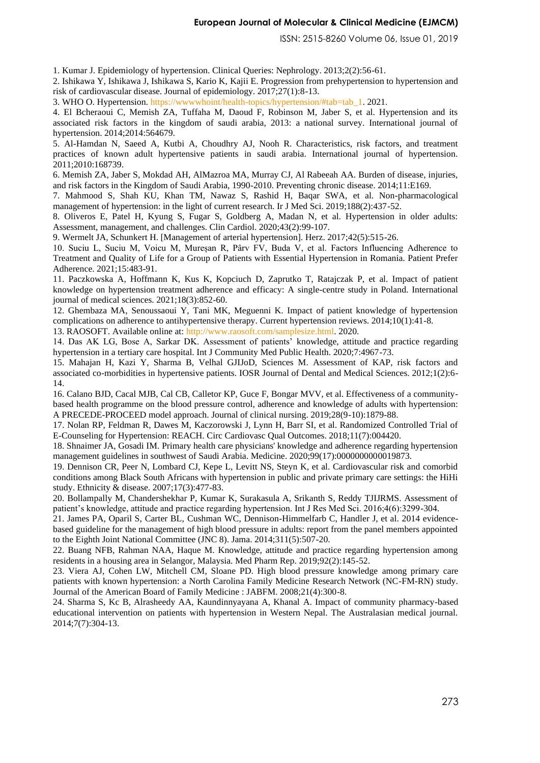1. Kumar J. Epidemiology of hypertension. Clinical Queries: Nephrology. 2013;2(2):56-61.
2. Ishikawa Y, Ishikawa J, Ishikawa S, Kario K, Kajii E. Progression from prehypertension to hypertension and risk of cardiovascular disease. Journal of epidemiology. 2017;27(1):8-13.
3. WHO O. Hypertension. https://wwwwhoint/health-topics/hypertension/#tab=tab_1. 2021.
4. El Bcheraoui C, Memish ZA, Tuffaha M, Daoud F, Robinson M, Jaber S, et al. Hypertension and its associated risk factors in the kingdom of saudi arabia, 2013: a national survey. International journal of hypertension. 2014;2014:564679.
5. Al-Hamdan N, Saeed A, Kutbi A, Choudhry AJ, Nooh R. Characteristics, risk factors, and treatment practices of known adult hypertensive patients in saudi arabia. International journal of hypertension. 2011;2010:168739.
6. Memish ZA, Jaber S, Mokdad AH, AlMazroa MA, Murray CJ, Al Rabeeah AA. Burden of disease, injuries, and risk factors in the Kingdom of Saudi Arabia, 1990-2010. Preventing chronic disease. 2014;11:E169.
7. Mahmood S, Shah KU, Khan TM, Nawaz S, Rashid H, Baqar SWA, et al. Non-pharmacological management of hypertension: in the light of current research. Ir J Med Sci. 2019;188(2):437-52.
8. Oliveros E, Patel H, Kyung S, Fugar S, Goldberg A, Madan N, et al. Hypertension in older adults: Assessment, management, and challenges. Clin Cardiol. 2020;43(2):99-107.
9. Wermelt JA, Schunkert H. [Management of arterial hypertension]. Herz. 2017;42(5):515-26.
10. Suciu L, Suciu M, Voicu M, Mureșan R, Pârv FV, Buda V, et al. Factors Influencing Adherence to Treatment and Quality of Life for a Group of Patients with Essential Hypertension in Romania. Patient Prefer Adherence. 2021;15:483-91.
11. Paczkowska A, Hoffmann K, Kus K, Kopciuch D, Zaprutko T, Ratajczak P, et al. Impact of patient knowledge on hypertension treatment adherence and efficacy: A single-centre study in Poland. International journal of medical sciences. 2021;18(3):852-60.
12. Ghembaza MA, Senoussaoui Y, Tani MK, Meguenni K. Impact of patient knowledge of hypertension complications on adherence to antihypertensive therapy. Current hypertension reviews. 2014;10(1):41-8.
13. RAOSOFT. Available online at: http://www.raosoft.com/samplesize.html. 2020.
14. Das AK LG, Bose A, Sarkar DK. Assessment of patients' knowledge, attitude and practice regarding hypertension in a tertiary care hospital. Int J Community Med Public Health. 2020;7:4967-73.
15. Mahajan H, Kazi Y, Sharma B, Velhal GJIJoD, Sciences M. Assessment of KAP, risk factors and associated co-morbidities in hypertensive patients. IOSR Journal of Dental and Medical Sciences. 2012;1(2):6-14.
16. Calano BJD, Cacal MJB, Cal CB, Calletor KP, Guce F, Bongar MVV, et al. Effectiveness of a community-based health programme on the blood pressure control, adherence and knowledge of adults with hypertension: A PRECEDE-PROCEED model approach. Journal of clinical nursing. 2019;28(9-10):1879-88.
17. Nolan RP, Feldman R, Dawes M, Kaczorowski J, Lynn H, Barr SI, et al. Randomized Controlled Trial of E-Counseling for Hypertension: REACH. Circ Cardiovasc Qual Outcomes. 2018;11(7):004420.
18. Shnaimer JA, Gosadi IM. Primary health care physicians' knowledge and adherence regarding hypertension management guidelines in southwest of Saudi Arabia. Medicine. 2020;99(17):0000000000019873.
19. Dennison CR, Peer N, Lombard CJ, Kepe L, Levitt NS, Steyn K, et al. Cardiovascular risk and comorbid conditions among Black South Africans with hypertension in public and private primary care settings: the HiHi study. Ethnicity & disease. 2007;17(3):477-83.
20. Bollampally M, Chandershekhar P, Kumar K, Surakasula A, Srikanth S, Reddy TJIJRMS. Assessment of patient's knowledge, attitude and practice regarding hypertension. Int J Res Med Sci. 2016;4(6):3299-304.
21. James PA, Oparil S, Carter BL, Cushman WC, Dennison-Himmelfarb C, Handler J, et al. 2014 evidence-based guideline for the management of high blood pressure in adults: report from the panel members appointed to the Eighth Joint National Committee (JNC 8). Jama. 2014;311(5):507-20.
22. Buang NFB, Rahman NAA, Haque M. Knowledge, attitude and practice regarding hypertension among residents in a housing area in Selangor, Malaysia. Med Pharm Rep. 2019;92(2):145-52.
23. Viera AJ, Cohen LW, Mitchell CM, Sloane PD. High blood pressure knowledge among primary care patients with known hypertension: a North Carolina Family Medicine Research Network (NC-FM-RN) study. Journal of the American Board of Family Medicine : JABFM. 2008;21(4):300-8.
24. Sharma S, Kc B, Alrasheedy AA, Kaundinnyayana A, Khanal A. Impact of community pharmacy-based educational intervention on patients with hypertension in Western Nepal. The Australasian medical journal. 2014;7(7):304-13.